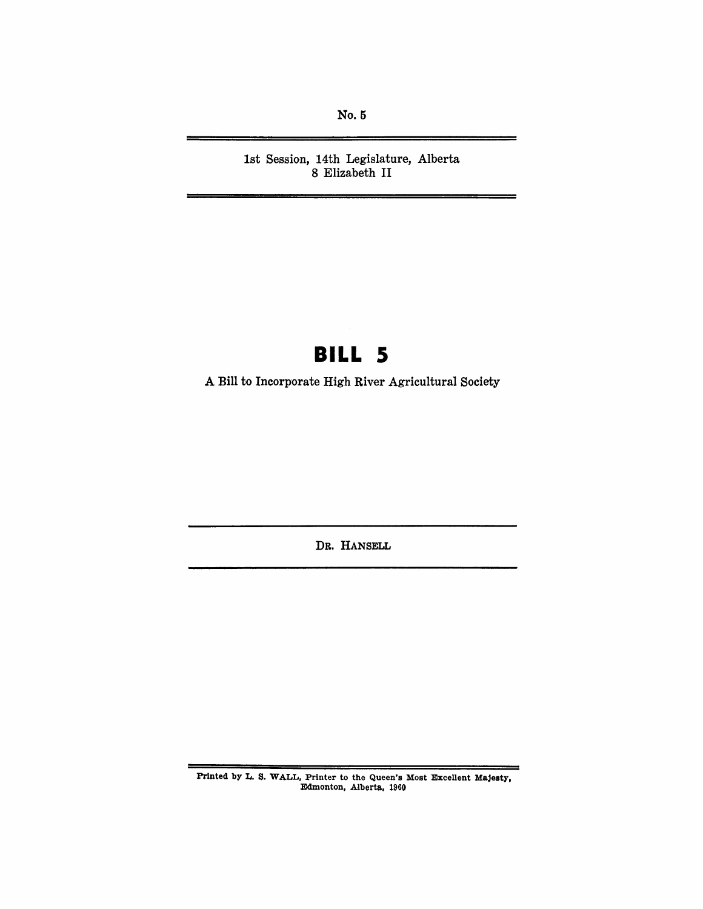No. 5

---

1st Session, 14th Legislature, Alberta
8 Elizabeth II

---

# BILL 5

A Bill to Incorporate High River Agricultural Society

---

DR. HANSELL

---

Printed by L. S. WALL, Printer to the Queen's Most Excellent Majesty, Edmonton, Alberta, 1960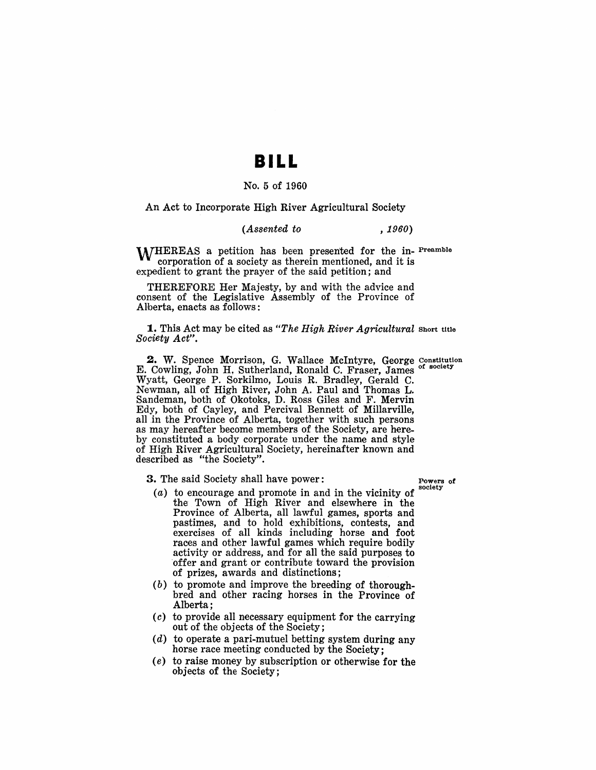# BILL

No. 5 of 1960

An Act to Incorporate High River Agricultural Society

*(Assented to , 1960)*

WHEREAS a petition has been presented for the incorporation of a society as therein mentioned, and it is expedient to grant the prayer of the said petition; and

Preamble

THEREFORE Her Majesty, by and with the advice and consent of the Legislative Assembly of the Province of Alberta, enacts as follows:

**1.** This Act may be cited as *"The High River Agricultural Society Act"*.

Short title

**2.** W. Spence Morrison, G. Wallace McIntyre, George E. Cowling, John H. Sutherland, Ronald C. Fraser, James Wyatt, George P. Sorkilmo, Louis R. Bradley, Gerald C. Newman, all of High River, John A. Paul and Thomas L. Sandeman, both of Okotoks, D. Ross Giles and F. Mervin Edy, both of Cayley, and Percival Bennett of Millarville, all in the Province of Alberta, together with such persons as may hereafter become members of the Society, are hereby constituted a body corporate under the name and style of High River Agricultural Society, hereinafter known and described as "the Society".

Constitution of society

**3.** The said Society shall have power:

Powers of society

- (*a*) to encourage and promote in and in the vicinity of the Town of High River and elsewhere in the Province of Alberta, all lawful games, sports and pastimes, and to hold exhibitions, contests, and exercises of all kinds including horse and foot races and other lawful games which require bodily activity or address, and for all the said purposes to offer and grant or contribute toward the provision of prizes, awards and distinctions;
- (*b*) to promote and improve the breeding of thoroughbred and other racing horses in the Province of Alberta;
- (*c*) to provide all necessary equipment for the carrying out of the objects of the Society;
- (*d*) to operate a pari-mutuel betting system during any horse race meeting conducted by the Society;
- (*e*) to raise money by subscription or otherwise for the objects of the Society;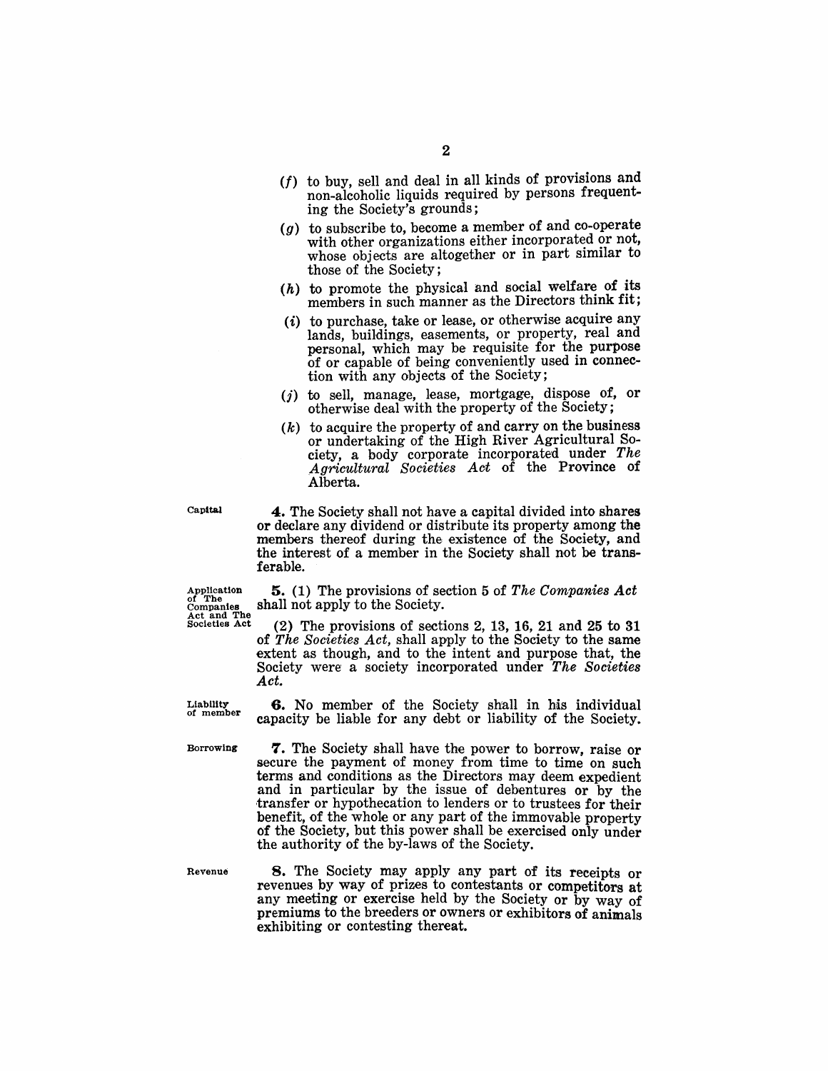(*f*) to buy, sell and deal in all kinds of provisions and non-alcoholic liquids required by persons frequenting the Society's grounds;

(*g*) to subscribe to, become a member of and co-operate with other organizations either incorporated or not, whose objects are altogether or in part similar to those of the Society;

(*h*) to promote the physical and social welfare of its members in such manner as the Directors think fit;

(*i*) to purchase, take or lease, or otherwise acquire any lands, buildings, easements, or property, real and personal, which may be requisite for the purpose of or capable of being conveniently used in connection with any objects of the Society;

(*j*) to sell, manage, lease, mortgage, dispose of, or otherwise deal with the property of the Society;

(*k*) to acquire the property of and carry on the business or undertaking of the High River Agricultural Society, a body corporate incorporated under *The Agricultural Societies Act* of the Province of Alberta.

Capital

**4.** The Society shall not have a capital divided into shares or declare any dividend or distribute its property among the members thereof during the existence of the Society, and the interest of a member in the Society shall not be transferable.

Application of The Companies Act and The Societies Act

**5.** (1) The provisions of section 5 of *The Companies Act* shall not apply to the Society.

(2) The provisions of sections 2, 13, 16, 21 and 25 to 31 of *The Societies Act*, shall apply to the Society to the same extent as though, and to the intent and purpose that, the Society were a society incorporated under *The Societies Act*.

Liability of member

**6.** No member of the Society shall in his individual capacity be liable for any debt or liability of the Society.

Borrowing

**7.** The Society shall have the power to borrow, raise or secure the payment of money from time to time on such terms and conditions as the Directors may deem expedient and in particular by the issue of debentures or by the transfer or hypothecation to lenders or to trustees for their benefit, of the whole or any part of the immovable property of the Society, but this power shall be exercised only under the authority of the by-laws of the Society.

Revenue

**8.** The Society may apply any part of its receipts or revenues by way of prizes to contestants or competitors at any meeting or exercise held by the Society or by way of premiums to the breeders or owners or exhibitors of animals exhibiting or contesting thereat.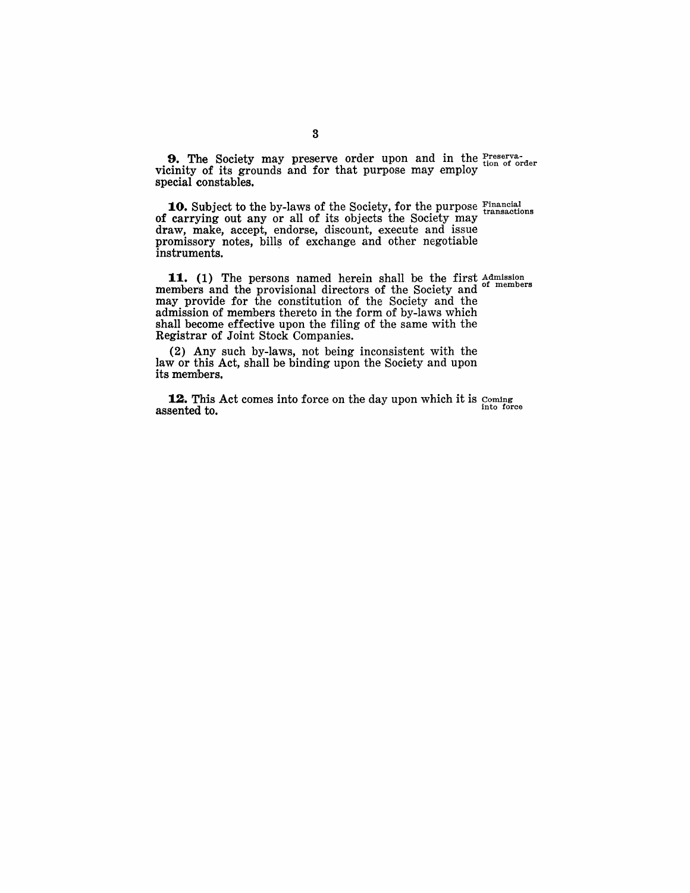**9.** The Society may preserve order upon and in the vicinity of its grounds and for that purpose may employ special constables.

Preservation of order

**10.** Subject to the by-laws of the Society, for the purpose of carrying out any or all of its objects the Society may draw, make, accept, endorse, discount, execute and issue promissory notes, bills of exchange and other negotiable instruments.

Financial transactions

**11.** (1) The persons named herein shall be the first members and the provisional directors of the Society and may provide for the constitution of the Society and the admission of members thereto in the form of by-laws which shall become effective upon the filing of the same with the Registrar of Joint Stock Companies.

Admission of members

(2) Any such by-laws, not being inconsistent with the law or this Act, shall be binding upon the Society and upon its members.

**12.** This Act comes into force on the day upon which it is assented to.

Coming into force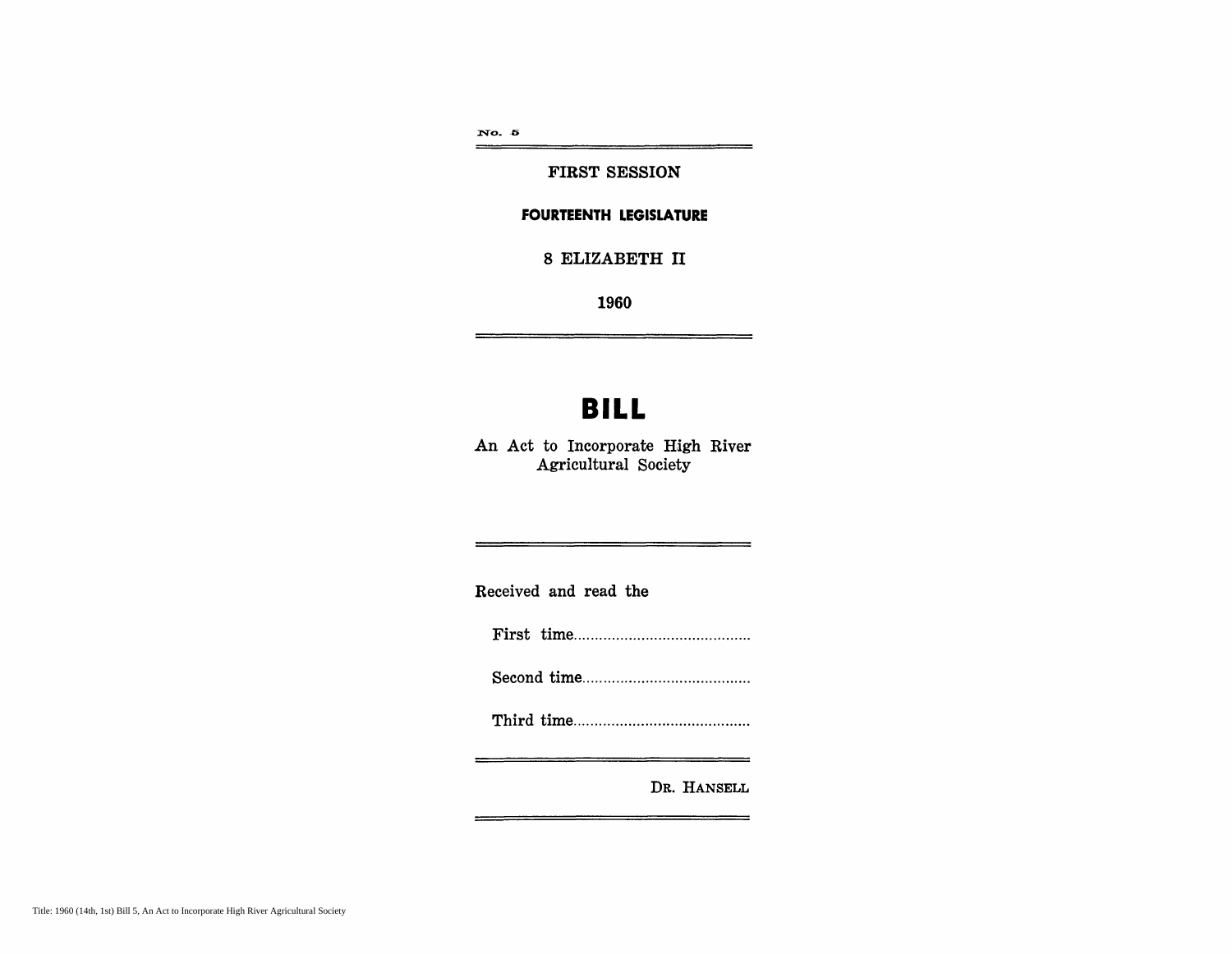No. 5

FIRST SESSION

**FOURTEENTH LEGISLATURE**

8 ELIZABETH II

**1960**

# BILL

An Act to Incorporate High River Agricultural Society

Received and read the

First time..........................................

Second time........................................

Third time..........................................

DR. HANSELL